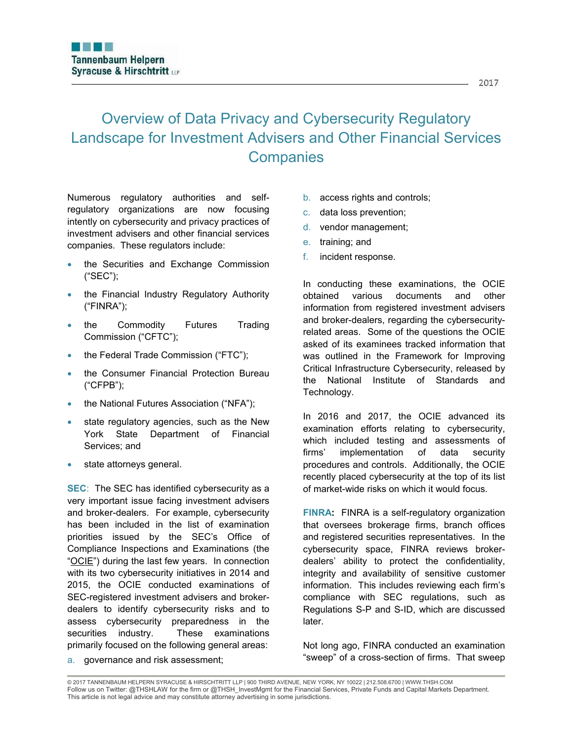# Overview of Data Privacy and Cybersecurity Regulatory Landscape for Investment Advisers and Other Financial Services Companies

Numerous regulatory authorities and self-regulatory organizations are now focusing intently on cybersecurity and privacy practices of investment advisers and other financial services companies. These regulators include:

- the Securities and Exchange Commission ("SEC");
- the Financial Industry Regulatory Authority ("FINRA");
- the Commodity Futures Trading Commission ("CFTC");
- the Federal Trade Commission ("FTC");
- the Consumer Financial Protection Bureau ("CFPB");
- the National Futures Association ("NFA");
- state regulatory agencies, such as the New York State Department of Financial Services; and
- state attorneys general.

**SEC**: The SEC has identified cybersecurity as a very important issue facing investment advisers and broker-dealers. For example, cybersecurity has been included in the list of examination priorities issued by the SEC's Office of Compliance Inspections and Examinations (the "OCIE") during the last few years. In connection with its two cybersecurity initiatives in 2014 and 2015, the OCIE conducted examinations of SEC-registered investment advisers and broker-dealers to identify cybersecurity risks and to assess cybersecurity preparedness in the securities industry. These examinations primarily focused on the following general areas:

a. governance and risk assessment;
b. access rights and controls;
c. data loss prevention;
d. vendor management;
e. training; and
f. incident response.

In conducting these examinations, the OCIE obtained various documents and other information from registered investment advisers and broker-dealers, regarding the cybersecurity-related areas. Some of the questions the OCIE asked of its examinees tracked information that was outlined in the Framework for Improving Critical Infrastructure Cybersecurity, released by the National Institute of Standards and Technology.

In 2016 and 2017, the OCIE advanced its examination efforts relating to cybersecurity, which included testing and assessments of firms' implementation of data security procedures and controls. Additionally, the OCIE recently placed cybersecurity at the top of its list of market-wide risks on which it would focus.

**FINRA:** FINRA is a self-regulatory organization that oversees brokerage firms, branch offices and registered securities representatives. In the cybersecurity space, FINRA reviews broker-dealers' ability to protect the confidentiality, integrity and availability of sensitive customer information. This includes reviewing each firm's compliance with SEC regulations, such as Regulations S-P and S-ID, which are discussed later.

Not long ago, FINRA conducted an examination "sweep" of a cross-section of firms. That sweep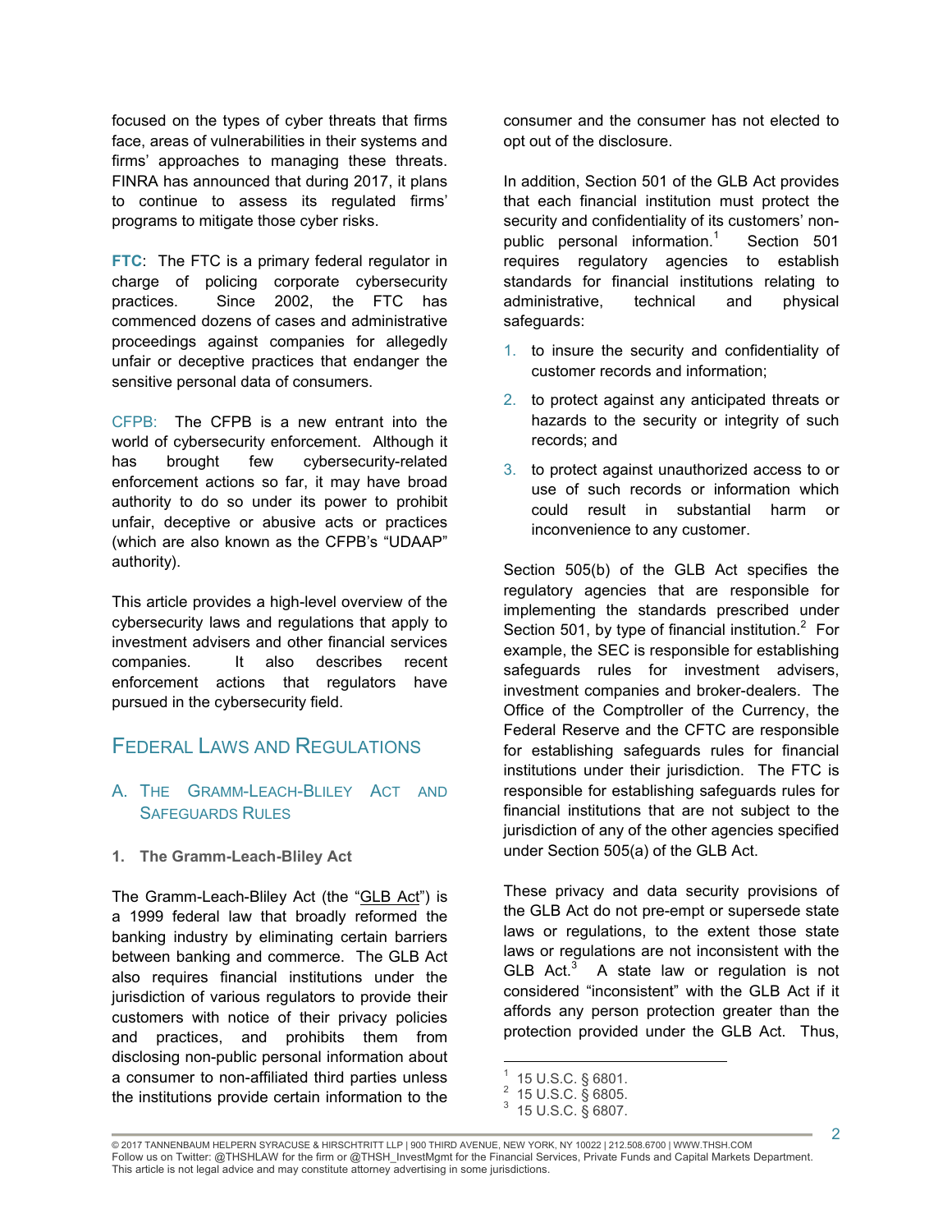focused on the types of cyber threats that firms face, areas of vulnerabilities in their systems and firms' approaches to managing these threats. FINRA has announced that during 2017, it plans to continue to assess its regulated firms' programs to mitigate those cyber risks.

**FTC**: The FTC is a primary federal regulator in charge of policing corporate cybersecurity practices. Since 2002, the FTC has commenced dozens of cases and administrative proceedings against companies for allegedly unfair or deceptive practices that endanger the sensitive personal data of consumers.

CFPB: The CFPB is a new entrant into the world of cybersecurity enforcement. Although it has brought few cybersecurity-related enforcement actions so far, it may have broad authority to do so under its power to prohibit unfair, deceptive or abusive acts or practices (which are also known as the CFPB's "UDAAP" authority).

This article provides a high-level overview of the cybersecurity laws and regulations that apply to investment advisers and other financial services companies. It also describes recent enforcement actions that regulators have pursued in the cybersecurity field.

## Federal Laws and Regulations

### A. The Gramm-Leach-Bliley Act and Safeguards Rules

#### 1. The Gramm-Leach-Bliley Act

The Gramm-Leach-Bliley Act (the "GLB Act") is a 1999 federal law that broadly reformed the banking industry by eliminating certain barriers between banking and commerce. The GLB Act also requires financial institutions under the jurisdiction of various regulators to provide their customers with notice of their privacy policies and practices, and prohibits them from disclosing non-public personal information about a consumer to non-affiliated third parties unless the institutions provide certain information to the consumer and the consumer has not elected to opt out of the disclosure.

In addition, Section 501 of the GLB Act provides that each financial institution must protect the security and confidentiality of its customers' non-public personal information.[1] Section 501 requires regulatory agencies to establish standards for financial institutions relating to administrative, technical and physical safeguards:

1. to insure the security and confidentiality of customer records and information;
2. to protect against any anticipated threats or hazards to the security or integrity of such records; and
3. to protect against unauthorized access to or use of such records or information which could result in substantial harm or inconvenience to any customer.

Section 505(b) of the GLB Act specifies the regulatory agencies that are responsible for implementing the standards prescribed under Section 501, by type of financial institution.[2] For example, the SEC is responsible for establishing safeguards rules for investment advisers, investment companies and broker-dealers. The Office of the Comptroller of the Currency, the Federal Reserve and the CFTC are responsible for establishing safeguards rules for financial institutions under their jurisdiction. The FTC is responsible for establishing safeguards rules for financial institutions that are not subject to the jurisdiction of any of the other agencies specified under Section 505(a) of the GLB Act.

These privacy and data security provisions of the GLB Act do not pre-empt or supersede state laws or regulations, to the extent those state laws or regulations are not inconsistent with the GLB Act.[3] A state law or regulation is not considered "inconsistent" with the GLB Act if it affords any person protection greater than the protection provided under the GLB Act. Thus,

---

[1] 15 U.S.C. § 6801.
[2] 15 U.S.C. § 6805.
[3] 15 U.S.C. § 6807.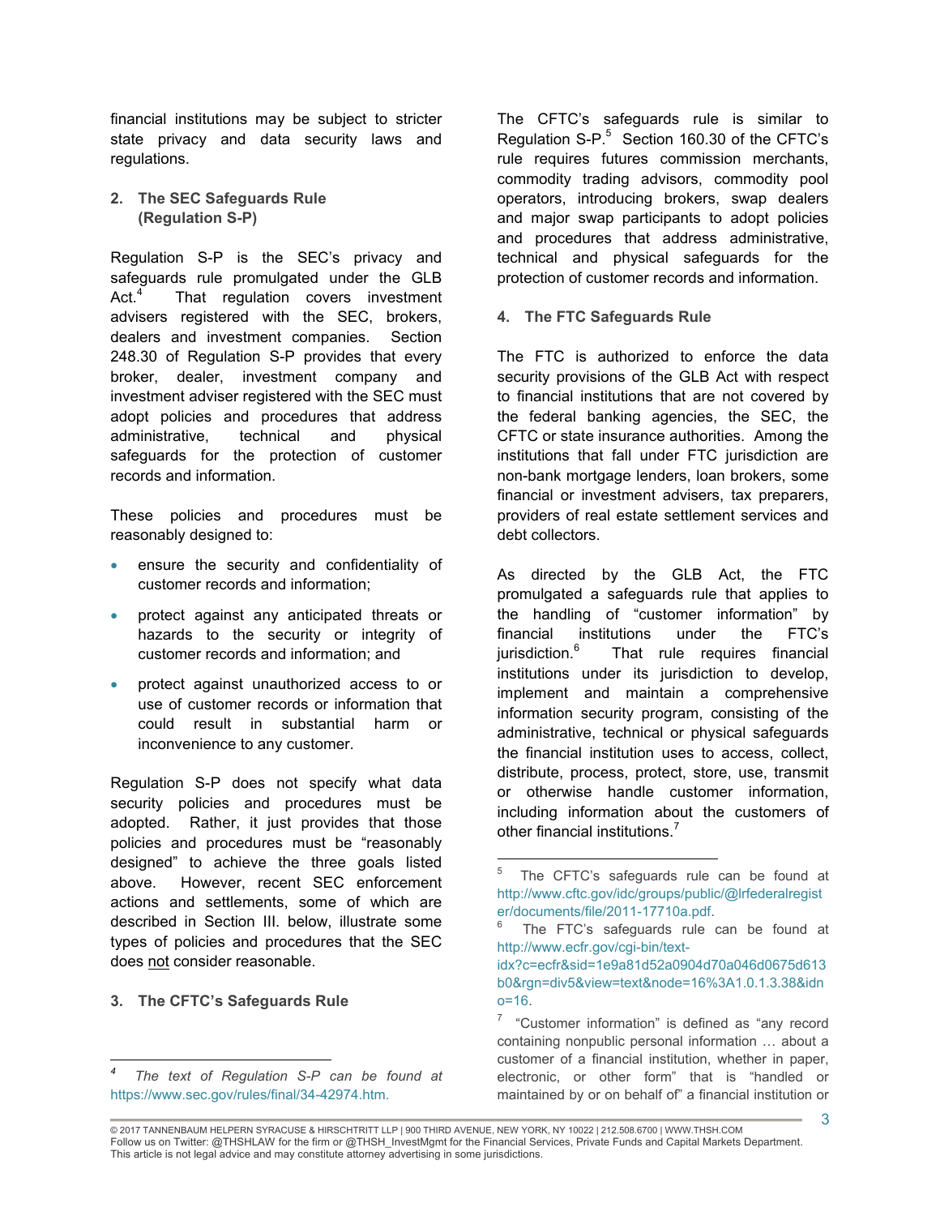financial institutions may be subject to stricter state privacy and data security laws and regulations.

## 2. The SEC Safeguards Rule (Regulation S-P)

Regulation S-P is the SEC's privacy and safeguards rule promulgated under the GLB Act.[4] That regulation covers investment advisers registered with the SEC, brokers, dealers and investment companies. Section 248.30 of Regulation S-P provides that every broker, dealer, investment company and investment adviser registered with the SEC must adopt policies and procedures that address administrative, technical and physical safeguards for the protection of customer records and information.

These policies and procedures must be reasonably designed to:

- ensure the security and confidentiality of customer records and information;
- protect against any anticipated threats or hazards to the security or integrity of customer records and information; and
- protect against unauthorized access to or use of customer records or information that could result in substantial harm or inconvenience to any customer.

Regulation S-P does not specify what data security policies and procedures must be adopted. Rather, it just provides that those policies and procedures must be "reasonably designed" to achieve the three goals listed above. However, recent SEC enforcement actions and settlements, some of which are described in Section III. below, illustrate some types of policies and procedures that the SEC does not consider reasonable.

## 3. The CFTC's Safeguards Rule

The CFTC's safeguards rule is similar to Regulation S-P.[5] Section 160.30 of the CFTC's rule requires futures commission merchants, commodity trading advisors, commodity pool operators, introducing brokers, swap dealers and major swap participants to adopt policies and procedures that address administrative, technical and physical safeguards for the protection of customer records and information.

## 4. The FTC Safeguards Rule

The FTC is authorized to enforce the data security provisions of the GLB Act with respect to financial institutions that are not covered by the federal banking agencies, the SEC, the CFTC or state insurance authorities. Among the institutions that fall under FTC jurisdiction are non-bank mortgage lenders, loan brokers, some financial or investment advisers, tax preparers, providers of real estate settlement services and debt collectors.

As directed by the GLB Act, the FTC promulgated a safeguards rule that applies to the handling of "customer information" by financial institutions under the FTC's jurisdiction.[6] That rule requires financial institutions under its jurisdiction to develop, implement and maintain a comprehensive information security program, consisting of the administrative, technical or physical safeguards the financial institution uses to access, collect, distribute, process, protect, store, use, transmit or otherwise handle customer information, including information about the customers of other financial institutions.[7]

---

[4] *The text of Regulation S-P can be found at* https://www.sec.gov/rules/final/34-42974.htm.

[5] The CFTC's safeguards rule can be found at http://www.cftc.gov/idc/groups/public/@lrfederalregister/documents/file/2011-17710a.pdf.

[6] The FTC's safeguards rule can be found at http://www.ecfr.gov/cgi-bin/text-idx?c=ecfr&sid=1e9a81d52a0904d70a046d0675d613b0&rgn=div5&view=text&node=16%3A1.0.1.3.38&idno=16.

[7] "Customer information" is defined as "any record containing nonpublic personal information … about a customer of a financial institution, whether in paper, electronic, or other form" that is "handled or maintained by or on behalf of" a financial institution or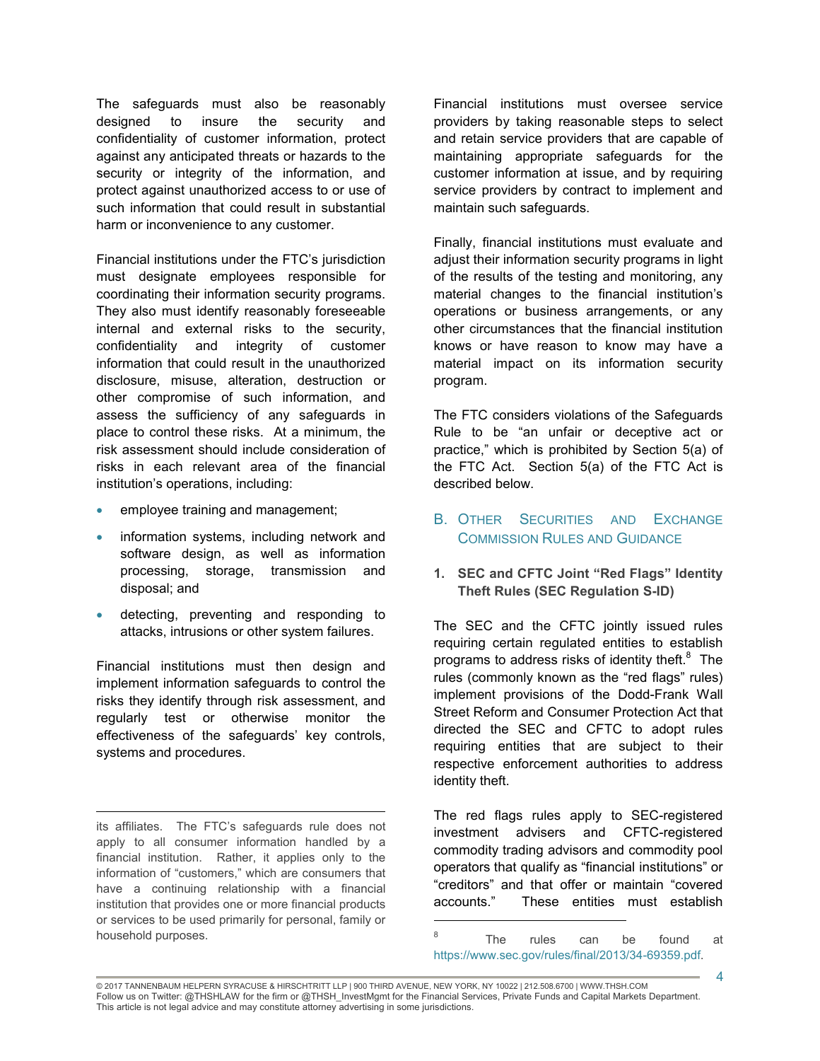The safeguards must also be reasonably designed to insure the security and confidentiality of customer information, protect against any anticipated threats or hazards to the security or integrity of the information, and protect against unauthorized access to or use of such information that could result in substantial harm or inconvenience to any customer.

Financial institutions under the FTC's jurisdiction must designate employees responsible for coordinating their information security programs. They also must identify reasonably foreseeable internal and external risks to the security, confidentiality and integrity of customer information that could result in the unauthorized disclosure, misuse, alteration, destruction or other compromise of such information, and assess the sufficiency of any safeguards in place to control these risks. At a minimum, the risk assessment should include consideration of risks in each relevant area of the financial institution's operations, including:

- employee training and management;
- information systems, including network and software design, as well as information processing, storage, transmission and disposal; and
- detecting, preventing and responding to attacks, intrusions or other system failures.

Financial institutions must then design and implement information safeguards to control the risks they identify through risk assessment, and regularly test or otherwise monitor the effectiveness of the safeguards' key controls, systems and procedures.

Financial institutions must oversee service providers by taking reasonable steps to select and retain service providers that are capable of maintaining appropriate safeguards for the customer information at issue, and by requiring service providers by contract to implement and maintain such safeguards.

Finally, financial institutions must evaluate and adjust their information security programs in light of the results of the testing and monitoring, any material changes to the financial institution's operations or business arrangements, or any other circumstances that the financial institution knows or have reason to know may have a material impact on its information security program.

The FTC considers violations of the Safeguards Rule to be "an unfair or deceptive act or practice," which is prohibited by Section 5(a) of the FTC Act. Section 5(a) of the FTC Act is described below.

## B. Other Securities and Exchange Commission Rules and Guidance

### 1. SEC and CFTC Joint "Red Flags" Identity Theft Rules (SEC Regulation S-ID)

The SEC and the CFTC jointly issued rules requiring certain regulated entities to establish programs to address risks of identity theft.[8] The rules (commonly known as the "red flags" rules) implement provisions of the Dodd-Frank Wall Street Reform and Consumer Protection Act that directed the SEC and CFTC to adopt rules requiring entities that are subject to their respective enforcement authorities to address identity theft.

The red flags rules apply to SEC-registered investment advisers and CFTC-registered commodity trading advisors and commodity pool operators that qualify as "financial institutions" or "creditors" and that offer or maintain "covered accounts." These entities must establish

---

its affiliates. The FTC's safeguards rule does not apply to all consumer information handled by a financial institution. Rather, it applies only to the information of "customers," which are consumers that have a continuing relationship with a financial institution that provides one or more financial products or services to be used primarily for personal, family or household purposes.

[8] The rules can be found at https://www.sec.gov/rules/final/2013/34-69359.pdf.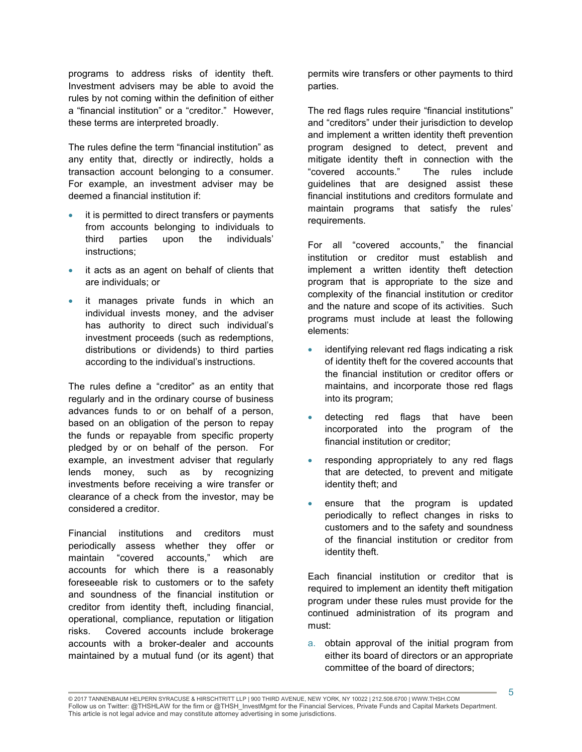programs to address risks of identity theft. Investment advisers may be able to avoid the rules by not coming within the definition of either a "financial institution" or a "creditor." However, these terms are interpreted broadly.

The rules define the term "financial institution" as any entity that, directly or indirectly, holds a transaction account belonging to a consumer. For example, an investment adviser may be deemed a financial institution if:

- it is permitted to direct transfers or payments from accounts belonging to individuals to third parties upon the individuals' instructions;
- it acts as an agent on behalf of clients that are individuals; or
- it manages private funds in which an individual invests money, and the adviser has authority to direct such individual's investment proceeds (such as redemptions, distributions or dividends) to third parties according to the individual's instructions.

The rules define a "creditor" as an entity that regularly and in the ordinary course of business advances funds to or on behalf of a person, based on an obligation of the person to repay the funds or repayable from specific property pledged by or on behalf of the person. For example, an investment adviser that regularly lends money, such as by recognizing investments before receiving a wire transfer or clearance of a check from the investor, may be considered a creditor.

Financial institutions and creditors must periodically assess whether they offer or maintain "covered accounts," which are accounts for which there is a reasonably foreseeable risk to customers or to the safety and soundness of the financial institution or creditor from identity theft, including financial, operational, compliance, reputation or litigation risks. Covered accounts include brokerage accounts with a broker-dealer and accounts maintained by a mutual fund (or its agent) that permits wire transfers or other payments to third parties.

The red flags rules require "financial institutions" and "creditors" under their jurisdiction to develop and implement a written identity theft prevention program designed to detect, prevent and mitigate identity theft in connection with the "covered accounts." The rules include guidelines that are designed assist these financial institutions and creditors formulate and maintain programs that satisfy the rules' requirements.

For all "covered accounts," the financial institution or creditor must establish and implement a written identity theft detection program that is appropriate to the size and complexity of the financial institution or creditor and the nature and scope of its activities. Such programs must include at least the following elements:

- identifying relevant red flags indicating a risk of identity theft for the covered accounts that the financial institution or creditor offers or maintains, and incorporate those red flags into its program;
- detecting red flags that have been incorporated into the program of the financial institution or creditor;
- responding appropriately to any red flags that are detected, to prevent and mitigate identity theft; and
- ensure that the program is updated periodically to reflect changes in risks to customers and to the safety and soundness of the financial institution or creditor from identity theft.

Each financial institution or creditor that is required to implement an identity theft mitigation program under these rules must provide for the continued administration of its program and must:

a. obtain approval of the initial program from either its board of directors or an appropriate committee of the board of directors;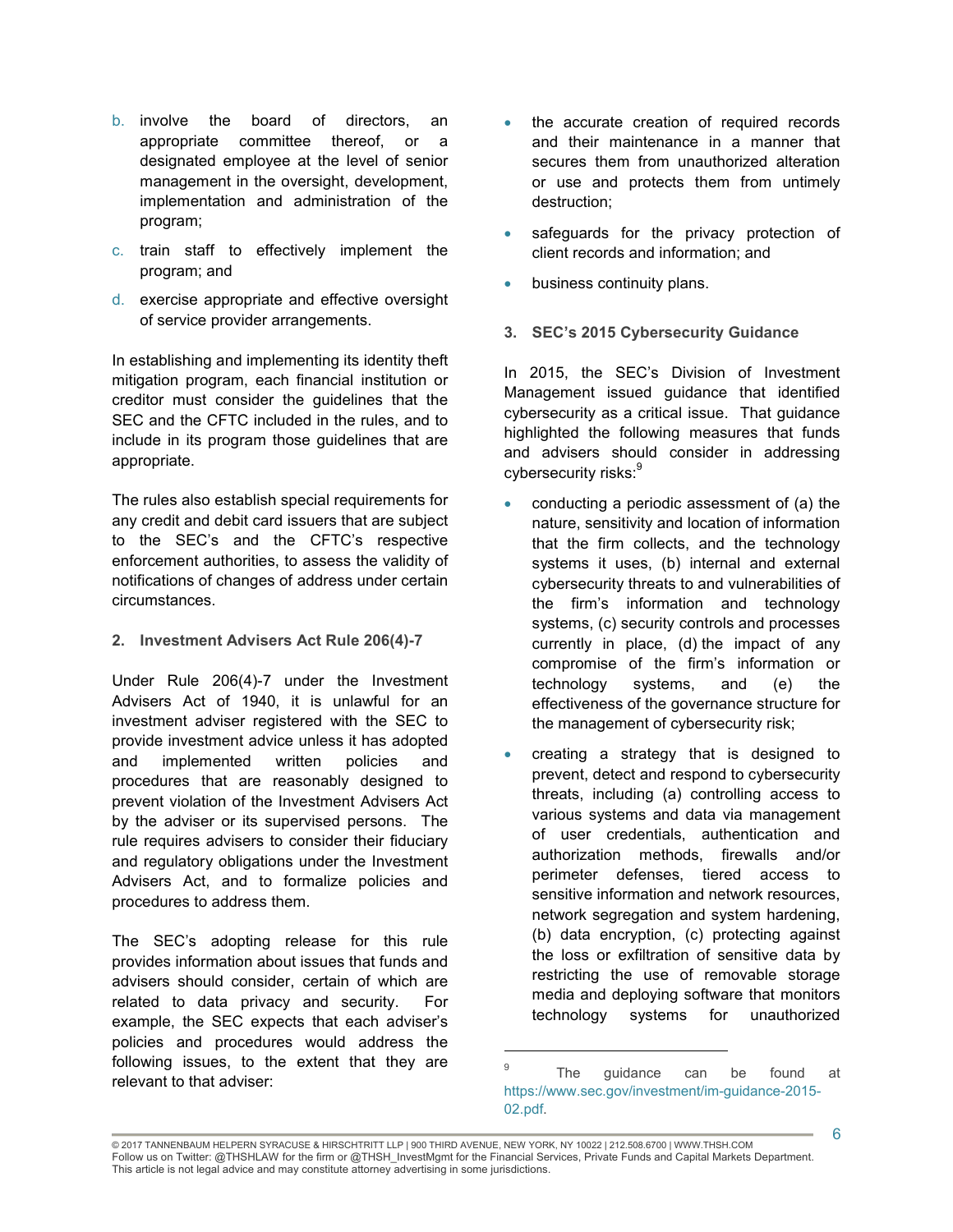b. involve the board of directors, an appropriate committee thereof, or a designated employee at the level of senior management in the oversight, development, implementation and administration of the program;

c. train staff to effectively implement the program; and

d. exercise appropriate and effective oversight of service provider arrangements.

In establishing and implementing its identity theft mitigation program, each financial institution or creditor must consider the guidelines that the SEC and the CFTC included in the rules, and to include in its program those guidelines that are appropriate.

The rules also establish special requirements for any credit and debit card issuers that are subject to the SEC's and the CFTC's respective enforcement authorities, to assess the validity of notifications of changes of address under certain circumstances.

### 2. Investment Advisers Act Rule 206(4)-7

Under Rule 206(4)-7 under the Investment Advisers Act of 1940, it is unlawful for an investment adviser registered with the SEC to provide investment advice unless it has adopted and implemented written policies and procedures that are reasonably designed to prevent violation of the Investment Advisers Act by the adviser or its supervised persons. The rule requires advisers to consider their fiduciary and regulatory obligations under the Investment Advisers Act, and to formalize policies and procedures to address them.

The SEC's adopting release for this rule provides information about issues that funds and advisers should consider, certain of which are related to data privacy and security. For example, the SEC expects that each adviser's policies and procedures would address the following issues, to the extent that they are relevant to that adviser:

- the accurate creation of required records and their maintenance in a manner that secures them from unauthorized alteration or use and protects them from untimely destruction;
- safeguards for the privacy protection of client records and information; and
- business continuity plans.

### 3. SEC's 2015 Cybersecurity Guidance

In 2015, the SEC's Division of Investment Management issued guidance that identified cybersecurity as a critical issue. That guidance highlighted the following measures that funds and advisers should consider in addressing cybersecurity risks:[9]

- conducting a periodic assessment of (a) the nature, sensitivity and location of information that the firm collects, and the technology systems it uses, (b) internal and external cybersecurity threats to and vulnerabilities of the firm's information and technology systems, (c) security controls and processes currently in place, (d) the impact of any compromise of the firm's information or technology systems, and (e) the effectiveness of the governance structure for the management of cybersecurity risk;
- creating a strategy that is designed to prevent, detect and respond to cybersecurity threats, including (a) controlling access to various systems and data via management of user credentials, authentication and authorization methods, firewalls and/or perimeter defenses, tiered access to sensitive information and network resources, network segregation and system hardening, (b) data encryption, (c) protecting against the loss or exfiltration of sensitive data by restricting the use of removable storage media and deploying software that monitors technology systems for unauthorized

[9] The guidance can be found at https://www.sec.gov/investment/im-guidance-2015-02.pdf.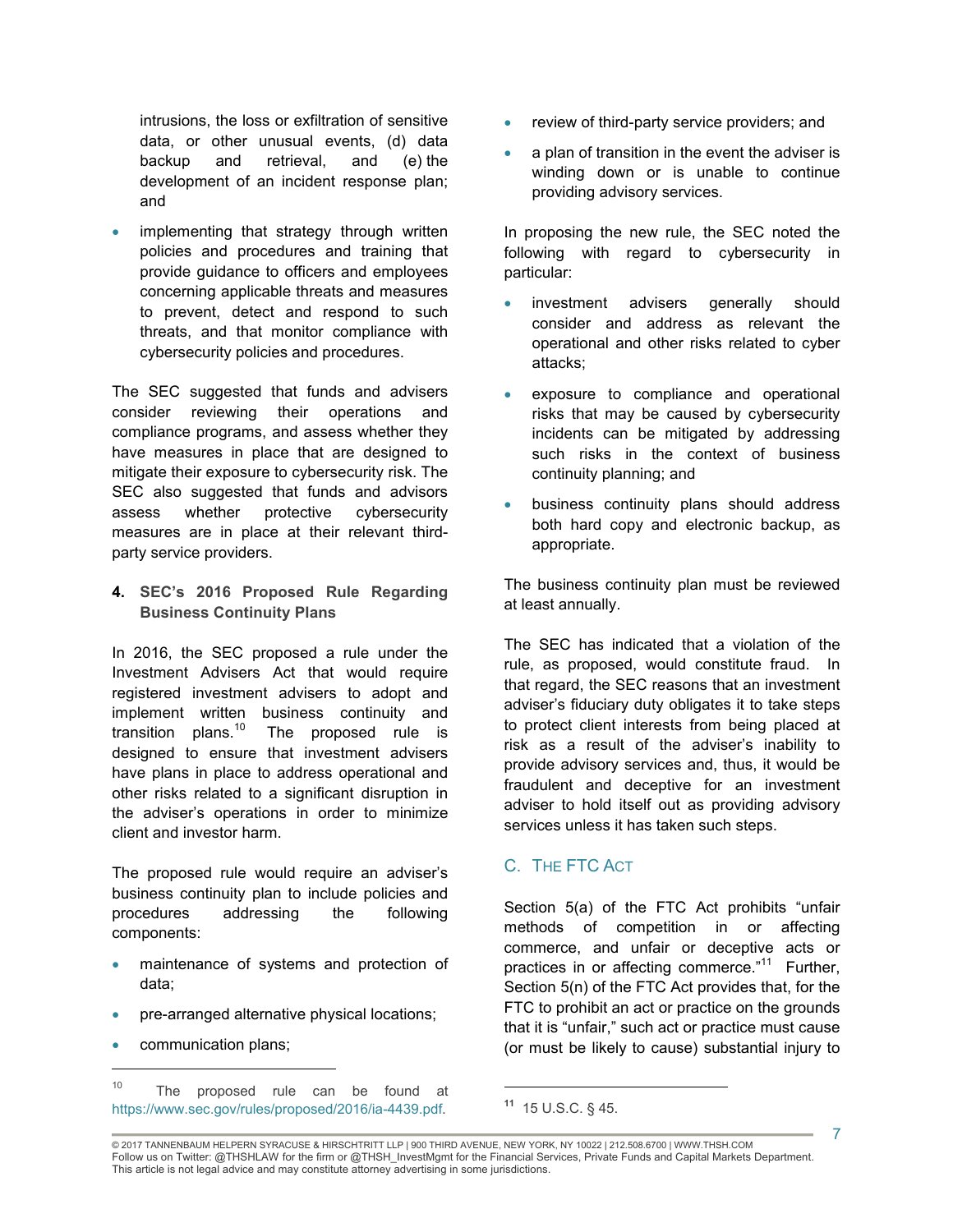intrusions, the loss or exfiltration of sensitive data, or other unusual events, (d) data backup and retrieval, and (e) the development of an incident response plan; and

- implementing that strategy through written policies and procedures and training that provide guidance to officers and employees concerning applicable threats and measures to prevent, detect and respond to such threats, and that monitor compliance with cybersecurity policies and procedures.

The SEC suggested that funds and advisers consider reviewing their operations and compliance programs, and assess whether they have measures in place that are designed to mitigate their exposure to cybersecurity risk. The SEC also suggested that funds and advisors assess whether protective cybersecurity measures are in place at their relevant third-party service providers.

### 4. SEC's 2016 Proposed Rule Regarding Business Continuity Plans

In 2016, the SEC proposed a rule under the Investment Advisers Act that would require registered investment advisers to adopt and implement written business continuity and transition plans.[10] The proposed rule is designed to ensure that investment advisers have plans in place to address operational and other risks related to a significant disruption in the adviser's operations in order to minimize client and investor harm.

The proposed rule would require an adviser's business continuity plan to include policies and procedures addressing the following components:

- maintenance of systems and protection of data;
- pre-arranged alternative physical locations;
- communication plans;
- review of third-party service providers; and
- a plan of transition in the event the adviser is winding down or is unable to continue providing advisory services.

In proposing the new rule, the SEC noted the following with regard to cybersecurity in particular:

- investment advisers generally should consider and address as relevant the operational and other risks related to cyber attacks;
- exposure to compliance and operational risks that may be caused by cybersecurity incidents can be mitigated by addressing such risks in the context of business continuity planning; and
- business continuity plans should address both hard copy and electronic backup, as appropriate.

The business continuity plan must be reviewed at least annually.

The SEC has indicated that a violation of the rule, as proposed, would constitute fraud. In that regard, the SEC reasons that an investment adviser's fiduciary duty obligates it to take steps to protect client interests from being placed at risk as a result of the adviser's inability to provide advisory services and, thus, it would be fraudulent and deceptive for an investment adviser to hold itself out as providing advisory services unless it has taken such steps.

## C. The FTC Act

Section 5(a) of the FTC Act prohibits "unfair methods of competition in or affecting commerce, and unfair or deceptive acts or practices in or affecting commerce."[11] Further, Section 5(n) of the FTC Act provides that, for the FTC to prohibit an act or practice on the grounds that it is "unfair," such act or practice must cause (or must be likely to cause) substantial injury to

---

[10] The proposed rule can be found at https://www.sec.gov/rules/proposed/2016/ia-4439.pdf.

[11] 15 U.S.C. § 45.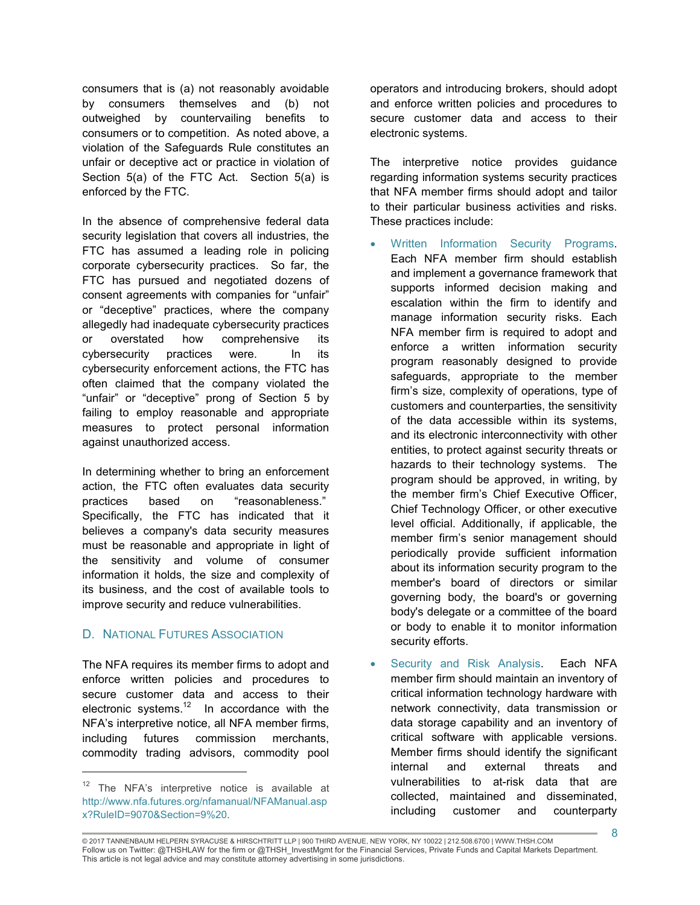consumers that is (a) not reasonably avoidable by consumers themselves and (b) not outweighed by countervailing benefits to consumers or to competition. As noted above, a violation of the Safeguards Rule constitutes an unfair or deceptive act or practice in violation of Section 5(a) of the FTC Act. Section 5(a) is enforced by the FTC.

In the absence of comprehensive federal data security legislation that covers all industries, the FTC has assumed a leading role in policing corporate cybersecurity practices. So far, the FTC has pursued and negotiated dozens of consent agreements with companies for "unfair" or "deceptive" practices, where the company allegedly had inadequate cybersecurity practices or overstated how comprehensive its cybersecurity practices were. In its cybersecurity enforcement actions, the FTC has often claimed that the company violated the "unfair" or "deceptive" prong of Section 5 by failing to employ reasonable and appropriate measures to protect personal information against unauthorized access.

In determining whether to bring an enforcement action, the FTC often evaluates data security practices based on "reasonableness." Specifically, the FTC has indicated that it believes a company's data security measures must be reasonable and appropriate in light of the sensitivity and volume of consumer information it holds, the size and complexity of its business, and the cost of available tools to improve security and reduce vulnerabilities.

## D. National Futures Association

The NFA requires its member firms to adopt and enforce written policies and procedures to secure customer data and access to their electronic systems.[12] In accordance with the NFA's interpretive notice, all NFA member firms, including futures commission merchants, commodity trading advisors, commodity pool operators and introducing brokers, should adopt and enforce written policies and procedures to secure customer data and access to their electronic systems.

The interpretive notice provides guidance regarding information systems security practices that NFA member firms should adopt and tailor to their particular business activities and risks. These practices include:

- Written Information Security Programs. Each NFA member firm should establish and implement a governance framework that supports informed decision making and escalation within the firm to identify and manage information security risks. Each NFA member firm is required to adopt and enforce a written information security program reasonably designed to provide safeguards, appropriate to the member firm's size, complexity of operations, type of customers and counterparties, the sensitivity of the data accessible within its systems, and its electronic interconnectivity with other entities, to protect against security threats or hazards to their technology systems. The program should be approved, in writing, by the member firm's Chief Executive Officer, Chief Technology Officer, or other executive level official. Additionally, if applicable, the member firm's senior management should periodically provide sufficient information about its information security program to the member's board of directors or similar governing body, the board's or governing body's delegate or a committee of the board or body to enable it to monitor information security efforts.
- Security and Risk Analysis. Each NFA member firm should maintain an inventory of critical information technology hardware with network connectivity, data transmission or data storage capability and an inventory of critical software with applicable versions. Member firms should identify the significant internal and external threats and vulnerabilities to at-risk data that are collected, maintained and disseminated, including customer and counterparty

[12] The NFA's interpretive notice is available at http://www.nfa.futures.org/nfamanual/NFAManual.aspx?RuleID=9070&Section=9%20.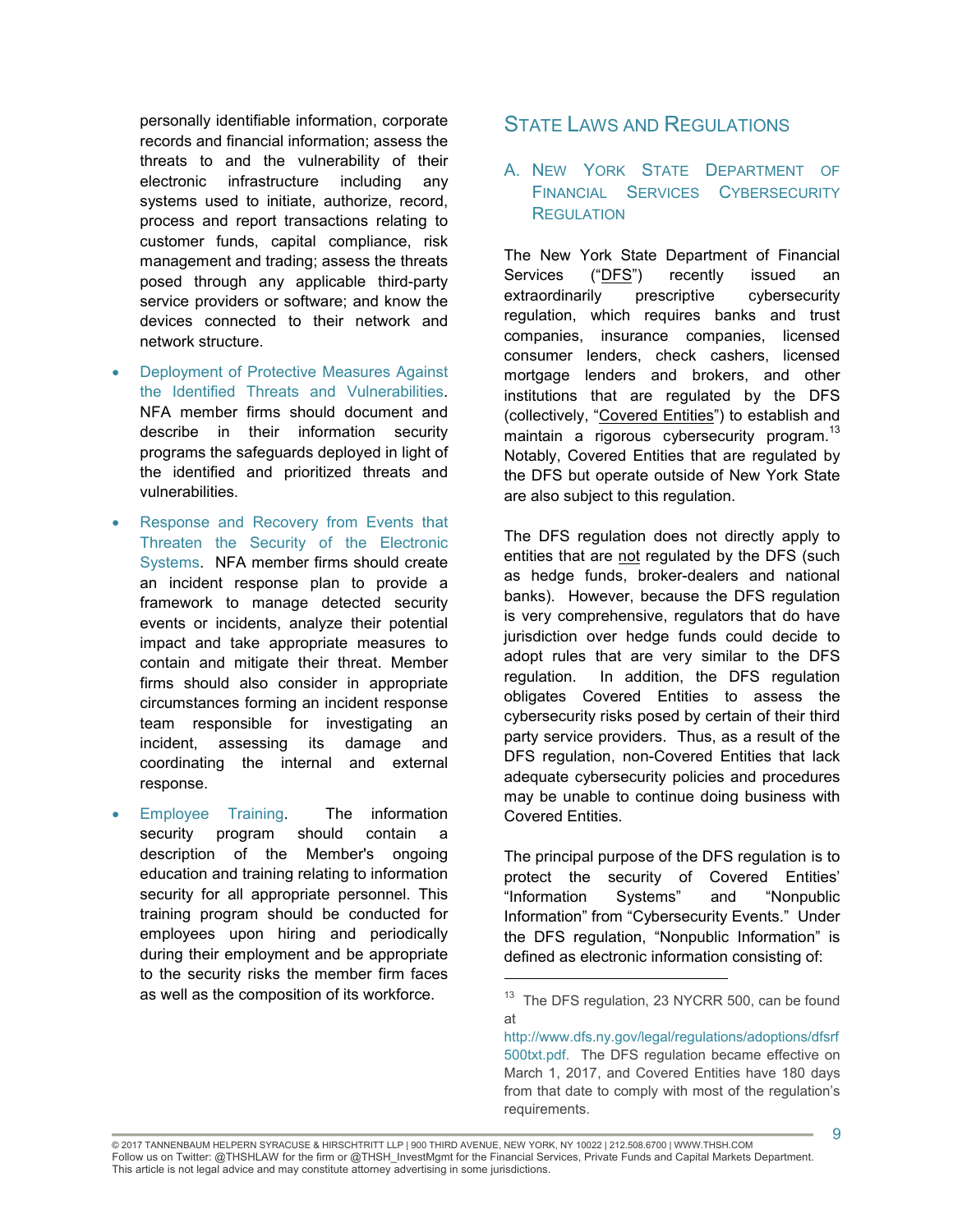personally identifiable information, corporate records and financial information; assess the threats to and the vulnerability of their electronic infrastructure including any systems used to initiate, authorize, record, process and report transactions relating to customer funds, capital compliance, risk management and trading; assess the threats posed through any applicable third-party service providers or software; and know the devices connected to their network and network structure.

- Deployment of Protective Measures Against the Identified Threats and Vulnerabilities. NFA member firms should document and describe in their information security programs the safeguards deployed in light of the identified and prioritized threats and vulnerabilities.
- Response and Recovery from Events that Threaten the Security of the Electronic Systems. NFA member firms should create an incident response plan to provide a framework to manage detected security events or incidents, analyze their potential impact and take appropriate measures to contain and mitigate their threat. Member firms should also consider in appropriate circumstances forming an incident response team responsible for investigating an incident, assessing its damage and coordinating the internal and external response.
- Employee Training. The information security program should contain a description of the Member's ongoing education and training relating to information security for all appropriate personnel. This training program should be conducted for employees upon hiring and periodically during their employment and be appropriate to the security risks the member firm faces as well as the composition of its workforce.

## State Laws and Regulations

### A. New York State Department of Financial Services Cybersecurity Regulation

The New York State Department of Financial Services ("DFS") recently issued an extraordinarily prescriptive cybersecurity regulation, which requires banks and trust companies, insurance companies, licensed consumer lenders, check cashers, licensed mortgage lenders and brokers, and other institutions that are regulated by the DFS (collectively, "Covered Entities") to establish and maintain a rigorous cybersecurity program.[13] Notably, Covered Entities that are regulated by the DFS but operate outside of New York State are also subject to this regulation.

The DFS regulation does not directly apply to entities that are not regulated by the DFS (such as hedge funds, broker-dealers and national banks). However, because the DFS regulation is very comprehensive, regulators that do have jurisdiction over hedge funds could decide to adopt rules that are very similar to the DFS regulation. In addition, the DFS regulation obligates Covered Entities to assess the cybersecurity risks posed by certain of their third party service providers. Thus, as a result of the DFS regulation, non-Covered Entities that lack adequate cybersecurity policies and procedures may be unable to continue doing business with Covered Entities.

The principal purpose of the DFS regulation is to protect the security of Covered Entities' "Information Systems" and "Nonpublic Information" from "Cybersecurity Events." Under the DFS regulation, "Nonpublic Information" is defined as electronic information consisting of:

---

[13] The DFS regulation, 23 NYCRR 500, can be found at http://www.dfs.ny.gov/legal/regulations/adoptions/dfsrf500txt.pdf. The DFS regulation became effective on March 1, 2017, and Covered Entities have 180 days from that date to comply with most of the regulation's requirements.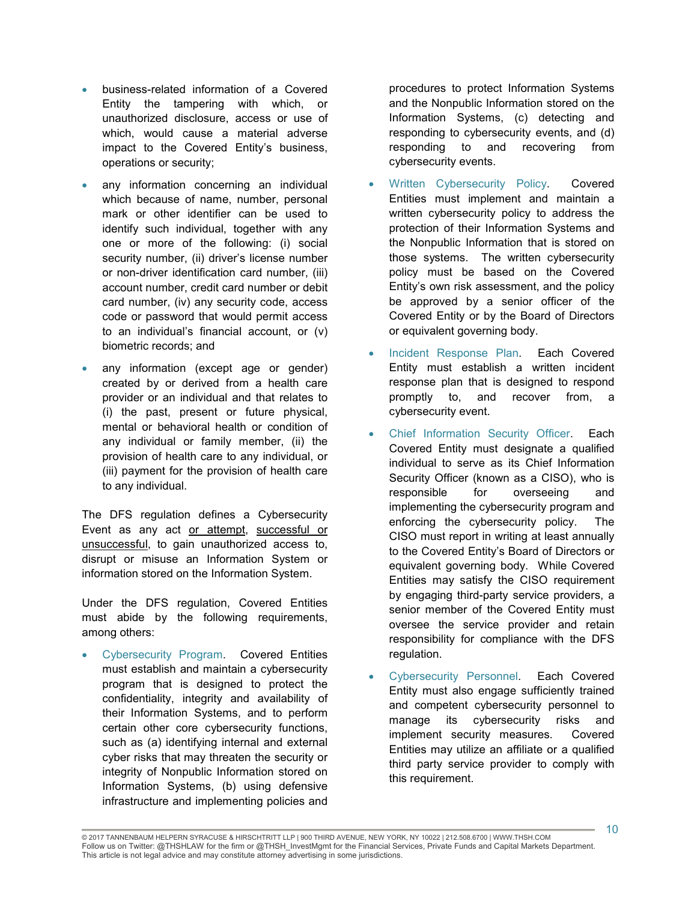- business-related information of a Covered Entity the tampering with which, or unauthorized disclosure, access or use of which, would cause a material adverse impact to the Covered Entity's business, operations or security;
- any information concerning an individual which because of name, number, personal mark or other identifier can be used to identify such individual, together with any one or more of the following: (i) social security number, (ii) driver's license number or non-driver identification card number, (iii) account number, credit card number or debit card number, (iv) any security code, access code or password that would permit access to an individual's financial account, or (v) biometric records; and
- any information (except age or gender) created by or derived from a health care provider or an individual and that relates to (i) the past, present or future physical, mental or behavioral health or condition of any individual or family member, (ii) the provision of health care to any individual, or (iii) payment for the provision of health care to any individual.

The DFS regulation defines a Cybersecurity Event as any act or attempt, successful or unsuccessful, to gain unauthorized access to, disrupt or misuse an Information System or information stored on the Information System.

Under the DFS regulation, Covered Entities must abide by the following requirements, among others:

- Cybersecurity Program. Covered Entities must establish and maintain a cybersecurity program that is designed to protect the confidentiality, integrity and availability of their Information Systems, and to perform certain other core cybersecurity functions, such as (a) identifying internal and external cyber risks that may threaten the security or integrity of Nonpublic Information stored on Information Systems, (b) using defensive infrastructure and implementing policies and procedures to protect Information Systems and the Nonpublic Information stored on the Information Systems, (c) detecting and responding to cybersecurity events, and (d) responding to and recovering from cybersecurity events.
- Written Cybersecurity Policy. Covered Entities must implement and maintain a written cybersecurity policy to address the protection of their Information Systems and the Nonpublic Information that is stored on those systems. The written cybersecurity policy must be based on the Covered Entity's own risk assessment, and the policy be approved by a senior officer of the Covered Entity or by the Board of Directors or equivalent governing body.
- Incident Response Plan. Each Covered Entity must establish a written incident response plan that is designed to respond promptly to, and recover from, a cybersecurity event.
- Chief Information Security Officer. Each Covered Entity must designate a qualified individual to serve as its Chief Information Security Officer (known as a CISO), who is responsible for overseeing and implementing the cybersecurity program and enforcing the cybersecurity policy. The CISO must report in writing at least annually to the Covered Entity's Board of Directors or equivalent governing body. While Covered Entities may satisfy the CISO requirement by engaging third-party service providers, a senior member of the Covered Entity must oversee the service provider and retain responsibility for compliance with the DFS regulation.
- Cybersecurity Personnel. Each Covered Entity must also engage sufficiently trained and competent cybersecurity personnel to manage its cybersecurity risks and implement security measures. Covered Entities may utilize an affiliate or a qualified third party service provider to comply with this requirement.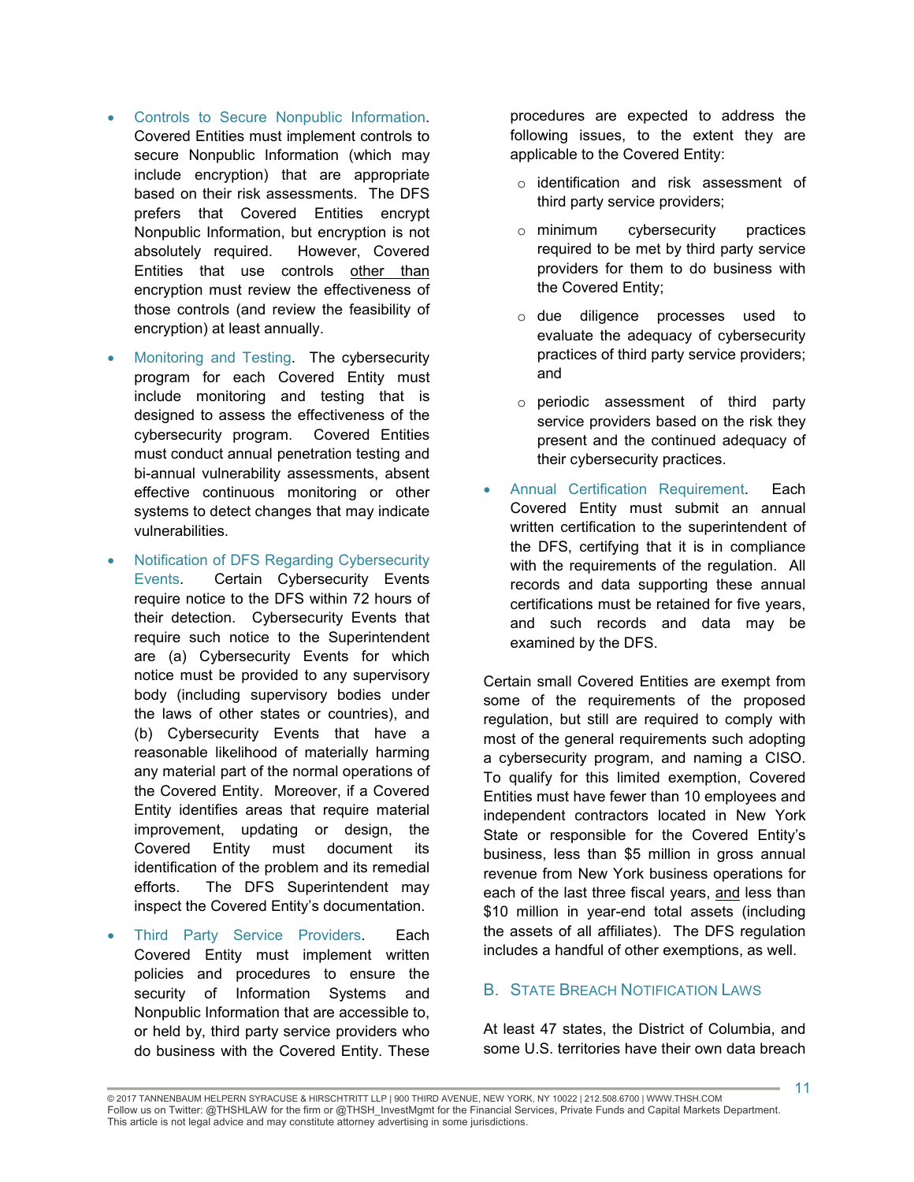- Controls to Secure Nonpublic Information. Covered Entities must implement controls to secure Nonpublic Information (which may include encryption) that are appropriate based on their risk assessments. The DFS prefers that Covered Entities encrypt Nonpublic Information, but encryption is not absolutely required. However, Covered Entities that use controls other than encryption must review the effectiveness of those controls (and review the feasibility of encryption) at least annually.

- Monitoring and Testing. The cybersecurity program for each Covered Entity must include monitoring and testing that is designed to assess the effectiveness of the cybersecurity program. Covered Entities must conduct annual penetration testing and bi-annual vulnerability assessments, absent effective continuous monitoring or other systems to detect changes that may indicate vulnerabilities.

- Notification of DFS Regarding Cybersecurity Events. Certain Cybersecurity Events require notice to the DFS within 72 hours of their detection. Cybersecurity Events that require such notice to the Superintendent are (a) Cybersecurity Events for which notice must be provided to any supervisory body (including supervisory bodies under the laws of other states or countries), and (b) Cybersecurity Events that have a reasonable likelihood of materially harming any material part of the normal operations of the Covered Entity. Moreover, if a Covered Entity identifies areas that require material improvement, updating or design, the Covered Entity must document its identification of the problem and its remedial efforts. The DFS Superintendent may inspect the Covered Entity's documentation.

- Third Party Service Providers. Each Covered Entity must implement written policies and procedures to ensure the security of Information Systems and Nonpublic Information that are accessible to, or held by, third party service providers who do business with the Covered Entity. These procedures are expected to address the following issues, to the extent they are applicable to the Covered Entity:
  - identification and risk assessment of third party service providers;
  - minimum cybersecurity practices required to be met by third party service providers for them to do business with the Covered Entity;
  - due diligence processes used to evaluate the adequacy of cybersecurity practices of third party service providers; and
  - periodic assessment of third party service providers based on the risk they present and the continued adequacy of their cybersecurity practices.

- Annual Certification Requirement. Each Covered Entity must submit an annual written certification to the superintendent of the DFS, certifying that it is in compliance with the requirements of the regulation. All records and data supporting these annual certifications must be retained for five years, and such records and data may be examined by the DFS.

Certain small Covered Entities are exempt from some of the requirements of the proposed regulation, but still are required to comply with most of the general requirements such adopting a cybersecurity program, and naming a CISO. To qualify for this limited exemption, Covered Entities must have fewer than 10 employees and independent contractors located in New York State or responsible for the Covered Entity's business, less than $5 million in gross annual revenue from New York business operations for each of the last three fiscal years, and less than $10 million in year-end total assets (including the assets of all affiliates). The DFS regulation includes a handful of other exemptions, as well.

## B. State Breach Notification Laws

At least 47 states, the District of Columbia, and some U.S. territories have their own data breach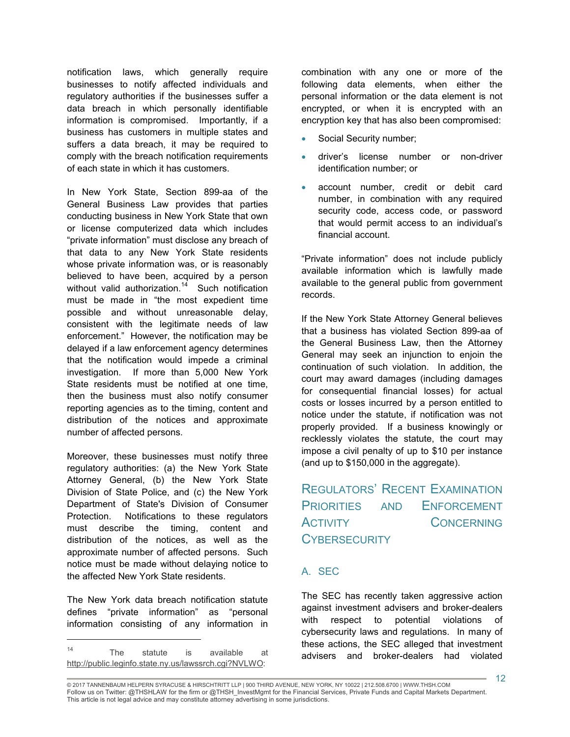notification laws, which generally require businesses to notify affected individuals and regulatory authorities if the businesses suffer a data breach in which personally identifiable information is compromised. Importantly, if a business has customers in multiple states and suffers a data breach, it may be required to comply with the breach notification requirements of each state in which it has customers.

In New York State, Section 899-aa of the General Business Law provides that parties conducting business in New York State that own or license computerized data which includes "private information" must disclose any breach of that data to any New York State residents whose private information was, or is reasonably believed to have been, acquired by a person without valid authorization.[14] Such notification must be made in "the most expedient time possible and without unreasonable delay, consistent with the legitimate needs of law enforcement." However, the notification may be delayed if a law enforcement agency determines that the notification would impede a criminal investigation. If more than 5,000 New York State residents must be notified at one time, then the business must also notify consumer reporting agencies as to the timing, content and distribution of the notices and approximate number of affected persons.

Moreover, these businesses must notify three regulatory authorities: (a) the New York State Attorney General, (b) the New York State Division of State Police, and (c) the New York Department of State's Division of Consumer Protection. Notifications to these regulators must describe the timing, content and distribution of the notices, as well as the approximate number of affected persons. Such notice must be made without delaying notice to the affected New York State residents.

The New York data breach notification statute defines "private information" as "personal information consisting of any information in combination with any one or more of the following data elements, when either the personal information or the data element is not encrypted, or when it is encrypted with an encryption key that has also been compromised:

- Social Security number;
- driver's license number or non-driver identification number; or
- account number, credit or debit card number, in combination with any required security code, access code, or password that would permit access to an individual's financial account.

"Private information" does not include publicly available information which is lawfully made available to the general public from government records.

If the New York State Attorney General believes that a business has violated Section 899-aa of the General Business Law, then the Attorney General may seek an injunction to enjoin the continuation of such violation. In addition, the court may award damages (including damages for consequential financial losses) for actual costs or losses incurred by a person entitled to notice under the statute, if notification was not properly provided. If a business knowingly or recklessly violates the statute, the court may impose a civil penalty of up to $10 per instance (and up to $150,000 in the aggregate).

## Regulators' Recent Examination Priorities and Enforcement Activity Concerning Cybersecurity

### A. SEC

The SEC has recently taken aggressive action against investment advisers and broker-dealers with respect to potential violations of cybersecurity laws and regulations. In many of these actions, the SEC alleged that investment advisers and broker-dealers had violated

---

[14] The statute is available at http://public.leginfo.state.ny.us/lawssrch.cgi?NVLWO: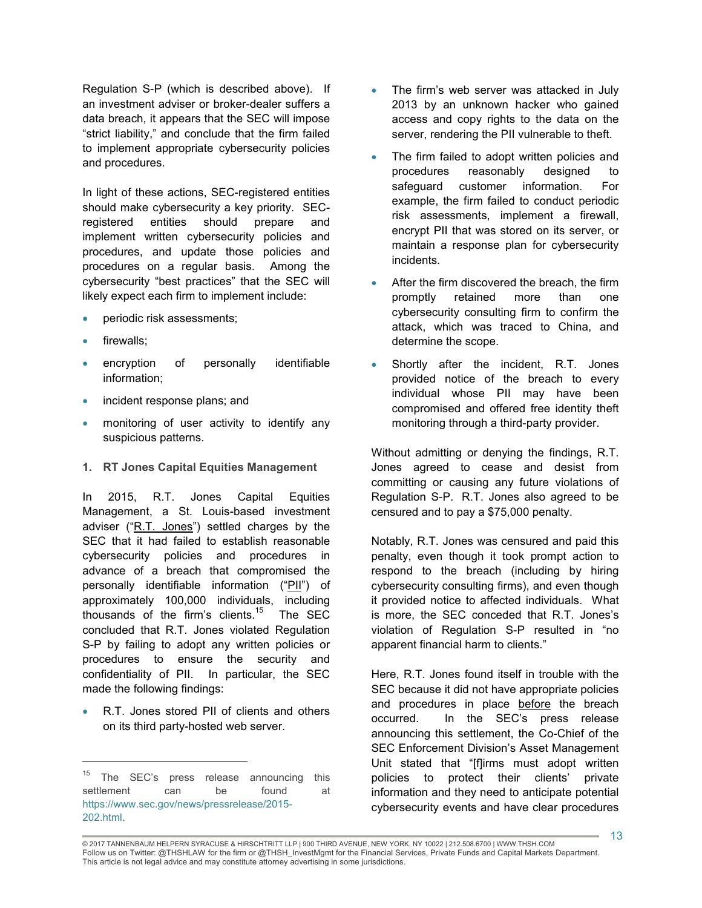Regulation S-P (which is described above). If an investment adviser or broker-dealer suffers a data breach, it appears that the SEC will impose "strict liability," and conclude that the firm failed to implement appropriate cybersecurity policies and procedures.

In light of these actions, SEC-registered entities should make cybersecurity a key priority. SEC-registered entities should prepare and implement written cybersecurity policies and procedures, and update those policies and procedures on a regular basis. Among the cybersecurity "best practices" that the SEC will likely expect each firm to implement include:

- periodic risk assessments;
- firewalls;
- encryption of personally identifiable information;
- incident response plans; and
- monitoring of user activity to identify any suspicious patterns.

### 1. RT Jones Capital Equities Management

In 2015, R.T. Jones Capital Equities Management, a St. Louis-based investment adviser ("R.T. Jones") settled charges by the SEC that it had failed to establish reasonable cybersecurity policies and procedures in advance of a breach that compromised the personally identifiable information ("PII") of approximately 100,000 individuals, including thousands of the firm's clients.[15] The SEC concluded that R.T. Jones violated Regulation S-P by failing to adopt any written policies or procedures to ensure the security and confidentiality of PII. In particular, the SEC made the following findings:

- R.T. Jones stored PII of clients and others on its third party-hosted web server.
- The firm's web server was attacked in July 2013 by an unknown hacker who gained access and copy rights to the data on the server, rendering the PII vulnerable to theft.
- The firm failed to adopt written policies and procedures reasonably designed to safeguard customer information. For example, the firm failed to conduct periodic risk assessments, implement a firewall, encrypt PII that was stored on its server, or maintain a response plan for cybersecurity incidents.
- After the firm discovered the breach, the firm promptly retained more than one cybersecurity consulting firm to confirm the attack, which was traced to China, and determine the scope.
- Shortly after the incident, R.T. Jones provided notice of the breach to every individual whose PII may have been compromised and offered free identity theft monitoring through a third-party provider.

Without admitting or denying the findings, R.T. Jones agreed to cease and desist from committing or causing any future violations of Regulation S-P. R.T. Jones also agreed to be censured and to pay a $75,000 penalty.

Notably, R.T. Jones was censured and paid this penalty, even though it took prompt action to respond to the breach (including by hiring cybersecurity consulting firms), and even though it provided notice to affected individuals. What is more, the SEC conceded that R.T. Jones's violation of Regulation S-P resulted in "no apparent financial harm to clients."

Here, R.T. Jones found itself in trouble with the SEC because it did not have appropriate policies and procedures in place before the breach occurred. In the SEC's press release announcing this settlement, the Co-Chief of the SEC Enforcement Division's Asset Management Unit stated that "[f]irms must adopt written policies to protect their clients' private information and they need to anticipate potential cybersecurity events and have clear procedures

---

[15] The SEC's press release announcing this settlement can be found at https://www.sec.gov/news/pressrelease/2015-202.html.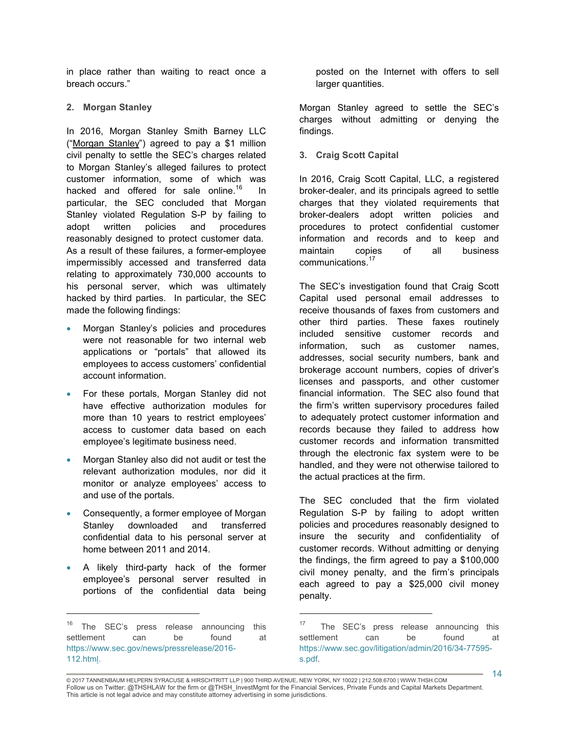in place rather than waiting to react once a breach occurs."

### 2. Morgan Stanley

In 2016, Morgan Stanley Smith Barney LLC ("Morgan Stanley") agreed to pay a $1 million civil penalty to settle the SEC's charges related to Morgan Stanley's alleged failures to protect customer information, some of which was hacked and offered for sale online.[16] In particular, the SEC concluded that Morgan Stanley violated Regulation S-P by failing to adopt written policies and procedures reasonably designed to protect customer data. As a result of these failures, a former-employee impermissibly accessed and transferred data relating to approximately 730,000 accounts to his personal server, which was ultimately hacked by third parties. In particular, the SEC made the following findings:

- Morgan Stanley's policies and procedures were not reasonable for two internal web applications or "portals" that allowed its employees to access customers' confidential account information.
- For these portals, Morgan Stanley did not have effective authorization modules for more than 10 years to restrict employees' access to customer data based on each employee's legitimate business need.
- Morgan Stanley also did not audit or test the relevant authorization modules, nor did it monitor or analyze employees' access to and use of the portals.
- Consequently, a former employee of Morgan Stanley downloaded and transferred confidential data to his personal server at home between 2011 and 2014.
- A likely third-party hack of the former employee's personal server resulted in portions of the confidential data being posted on the Internet with offers to sell larger quantities.

Morgan Stanley agreed to settle the SEC's charges without admitting or denying the findings.

### 3. Craig Scott Capital

In 2016, Craig Scott Capital, LLC, a registered broker-dealer, and its principals agreed to settle charges that they violated requirements that broker-dealers adopt written policies and procedures to protect confidential customer information and records and to keep and maintain copies of all business communications.[17]

The SEC's investigation found that Craig Scott Capital used personal email addresses to receive thousands of faxes from customers and other third parties. These faxes routinely included sensitive customer records and information, such as customer names, addresses, social security numbers, bank and brokerage account numbers, copies of driver's licenses and passports, and other customer financial information. The SEC also found that the firm's written supervisory procedures failed to adequately protect customer information and records because they failed to address how customer records and information transmitted through the electronic fax system were to be handled, and they were not otherwise tailored to the actual practices at the firm.

The SEC concluded that the firm violated Regulation S-P by failing to adopt written policies and procedures reasonably designed to insure the security and confidentiality of customer records. Without admitting or denying the findings, the firm agreed to pay a $100,000 civil money penalty, and the firm's principals each agreed to pay a $25,000 civil money penalty.

---

[16] The SEC's press release announcing this settlement can be found at https://www.sec.gov/news/pressrelease/2016-112.html.

[17] The SEC's press release announcing this settlement can be found at https://www.sec.gov/litigation/admin/2016/34-77595-s.pdf.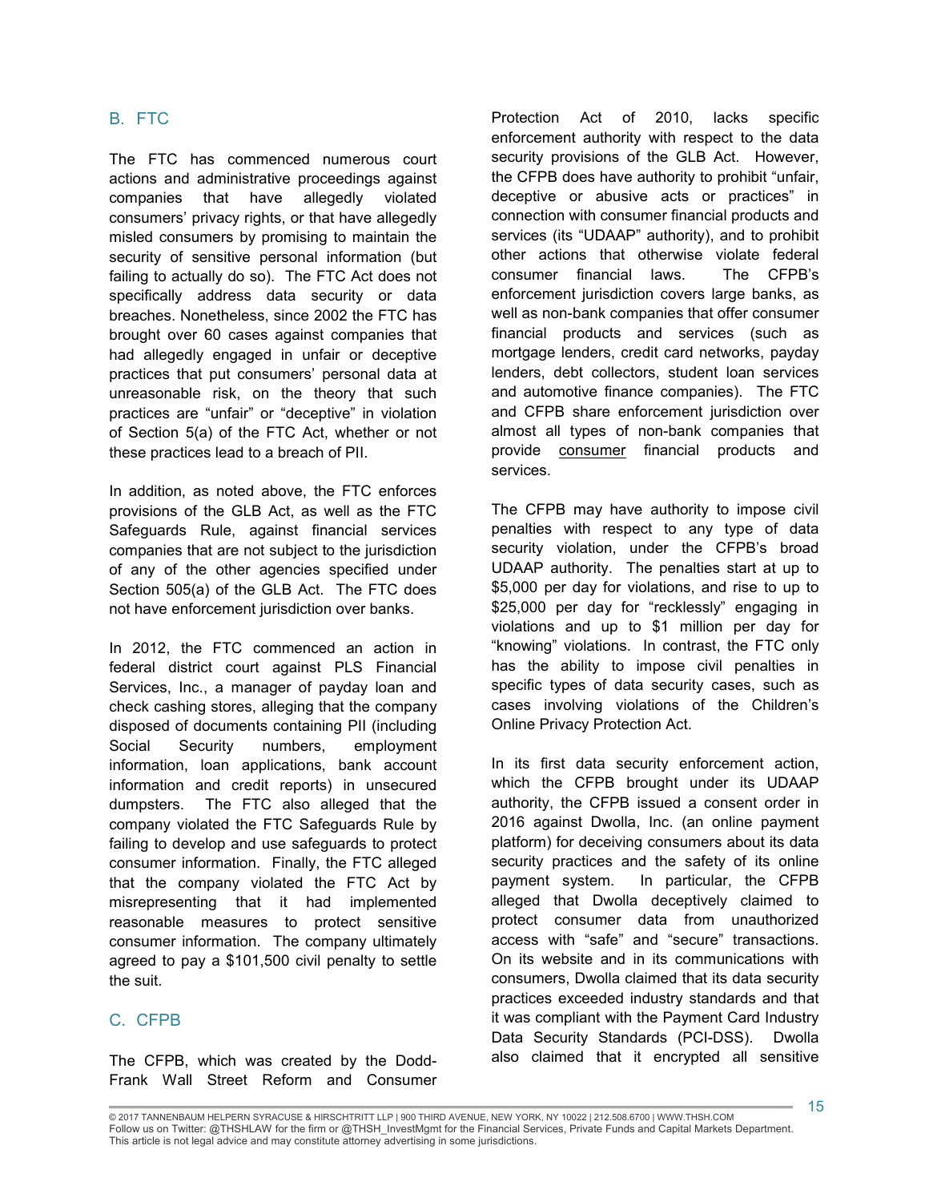## B. FTC

The FTC has commenced numerous court actions and administrative proceedings against companies that have allegedly violated consumers' privacy rights, or that have allegedly misled consumers by promising to maintain the security of sensitive personal information (but failing to actually do so). The FTC Act does not specifically address data security or data breaches. Nonetheless, since 2002 the FTC has brought over 60 cases against companies that had allegedly engaged in unfair or deceptive practices that put consumers' personal data at unreasonable risk, on the theory that such practices are "unfair" or "deceptive" in violation of Section 5(a) of the FTC Act, whether or not these practices lead to a breach of PII.

In addition, as noted above, the FTC enforces provisions of the GLB Act, as well as the FTC Safeguards Rule, against financial services companies that are not subject to the jurisdiction of any of the other agencies specified under Section 505(a) of the GLB Act. The FTC does not have enforcement jurisdiction over banks.

In 2012, the FTC commenced an action in federal district court against PLS Financial Services, Inc., a manager of payday loan and check cashing stores, alleging that the company disposed of documents containing PII (including Social Security numbers, employment information, loan applications, bank account information and credit reports) in unsecured dumpsters. The FTC also alleged that the company violated the FTC Safeguards Rule by failing to develop and use safeguards to protect consumer information. Finally, the FTC alleged that the company violated the FTC Act by misrepresenting that it had implemented reasonable measures to protect sensitive consumer information. The company ultimately agreed to pay a $101,500 civil penalty to settle the suit.

## C. CFPB

The CFPB, which was created by the Dodd-Frank Wall Street Reform and Consumer Protection Act of 2010, lacks specific enforcement authority with respect to the data security provisions of the GLB Act. However, the CFPB does have authority to prohibit "unfair, deceptive or abusive acts or practices" in connection with consumer financial products and services (its "UDAAP" authority), and to prohibit other actions that otherwise violate federal consumer financial laws. The CFPB's enforcement jurisdiction covers large banks, as well as non-bank companies that offer consumer financial products and services (such as mortgage lenders, credit card networks, payday lenders, debt collectors, student loan services and automotive finance companies). The FTC and CFPB share enforcement jurisdiction over almost all types of non-bank companies that provide consumer financial products and services.

The CFPB may have authority to impose civil penalties with respect to any type of data security violation, under the CFPB's broad UDAAP authority. The penalties start at up to $5,000 per day for violations, and rise to up to $25,000 per day for "recklessly" engaging in violations and up to $1 million per day for "knowing" violations. In contrast, the FTC only has the ability to impose civil penalties in specific types of data security cases, such as cases involving violations of the Children's Online Privacy Protection Act.

In its first data security enforcement action, which the CFPB brought under its UDAAP authority, the CFPB issued a consent order in 2016 against Dwolla, Inc. (an online payment platform) for deceiving consumers about its data security practices and the safety of its online payment system. In particular, the CFPB alleged that Dwolla deceptively claimed to protect consumer data from unauthorized access with "safe" and "secure" transactions. On its website and in its communications with consumers, Dwolla claimed that its data security practices exceeded industry standards and that it was compliant with the Payment Card Industry Data Security Standards (PCI-DSS). Dwolla also claimed that it encrypted all sensitive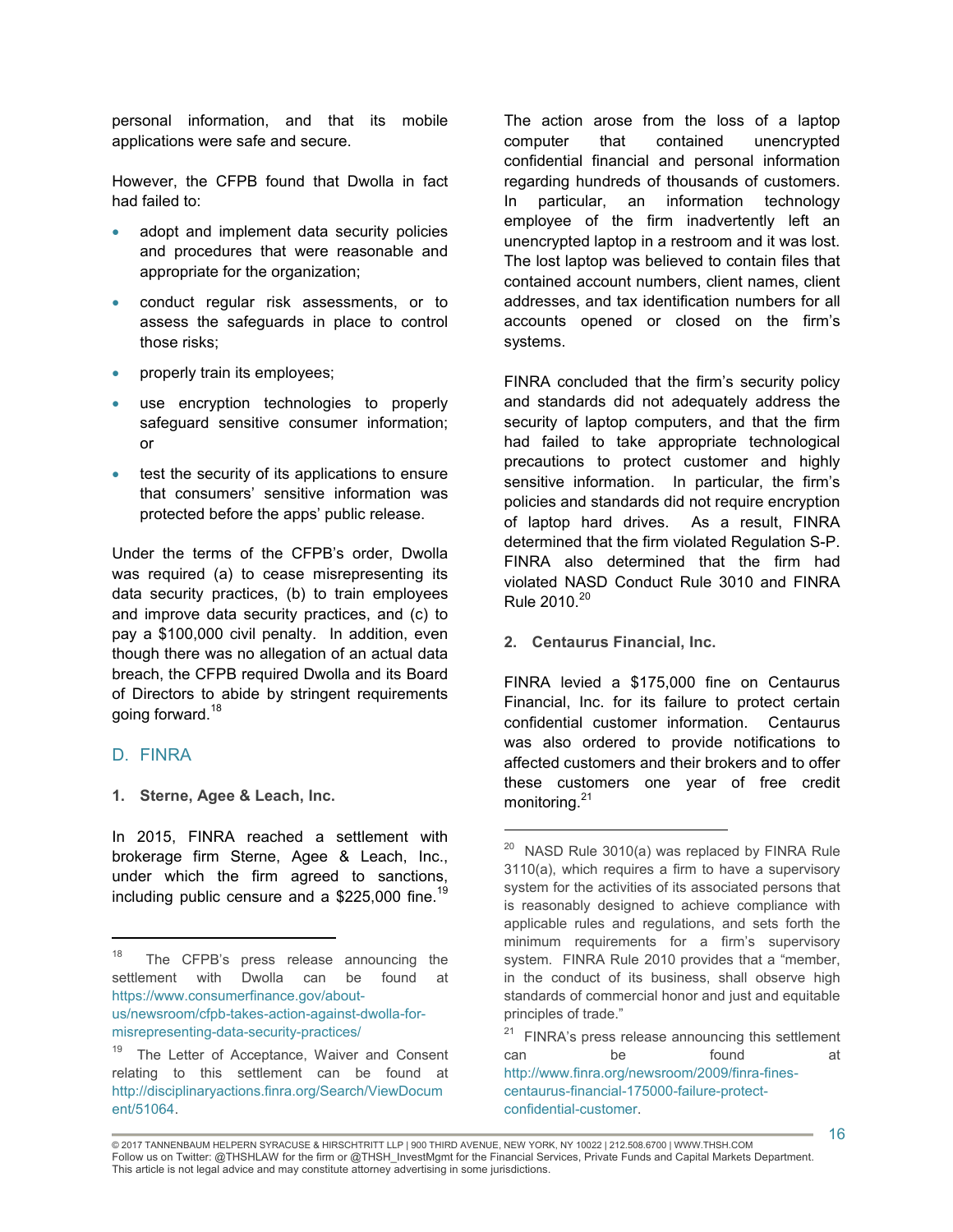personal information, and that its mobile applications were safe and secure.

However, the CFPB found that Dwolla in fact had failed to:

- adopt and implement data security policies and procedures that were reasonable and appropriate for the organization;
- conduct regular risk assessments, or to assess the safeguards in place to control those risks;
- properly train its employees;
- use encryption technologies to properly safeguard sensitive consumer information; or
- test the security of its applications to ensure that consumers' sensitive information was protected before the apps' public release.

Under the terms of the CFPB's order, Dwolla was required (a) to cease misrepresenting its data security practices, (b) to train employees and improve data security practices, and (c) to pay a $100,000 civil penalty. In addition, even though there was no allegation of an actual data breach, the CFPB required Dwolla and its Board of Directors to abide by stringent requirements going forward.[18]

## D. FINRA

### 1. Sterne, Agee & Leach, Inc.

In 2015, FINRA reached a settlement with brokerage firm Sterne, Agee & Leach, Inc., under which the firm agreed to sanctions, including public censure and a $225,000 fine.[19] The action arose from the loss of a laptop computer that contained unencrypted confidential financial and personal information regarding hundreds of thousands of customers. In particular, an information technology employee of the firm inadvertently left an unencrypted laptop in a restroom and it was lost. The lost laptop was believed to contain files that contained account numbers, client names, client addresses, and tax identification numbers for all accounts opened or closed on the firm's systems.

FINRA concluded that the firm's security policy and standards did not adequately address the security of laptop computers, and that the firm had failed to take appropriate technological precautions to protect customer and highly sensitive information. In particular, the firm's policies and standards did not require encryption of laptop hard drives. As a result, FINRA determined that the firm violated Regulation S-P. FINRA also determined that the firm had violated NASD Conduct Rule 3010 and FINRA Rule 2010.[20]

### 2. Centaurus Financial, Inc.

FINRA levied a $175,000 fine on Centaurus Financial, Inc. for its failure to protect certain confidential customer information. Centaurus was also ordered to provide notifications to affected customers and their brokers and to offer these customers one year of free credit monitoring.[21]

---

[18] The CFPB's press release announcing the settlement with Dwolla can be found at https://www.consumerfinance.gov/about-us/newsroom/cfpb-takes-action-against-dwolla-for-misrepresenting-data-security-practices/

[19] The Letter of Acceptance, Waiver and Consent relating to this settlement can be found at http://disciplinaryactions.finra.org/Search/ViewDocument/51064.

[20] NASD Rule 3010(a) was replaced by FINRA Rule 3110(a), which requires a firm to have a supervisory system for the activities of its associated persons that is reasonably designed to achieve compliance with applicable rules and regulations, and sets forth the minimum requirements for a firm's supervisory system. FINRA Rule 2010 provides that a "member, in the conduct of its business, shall observe high standards of commercial honor and just and equitable principles of trade."

[21] FINRA's press release announcing this settlement can be found at http://www.finra.org/newsroom/2009/finra-fines-centaurus-financial-175000-failure-protect-confidential-customer.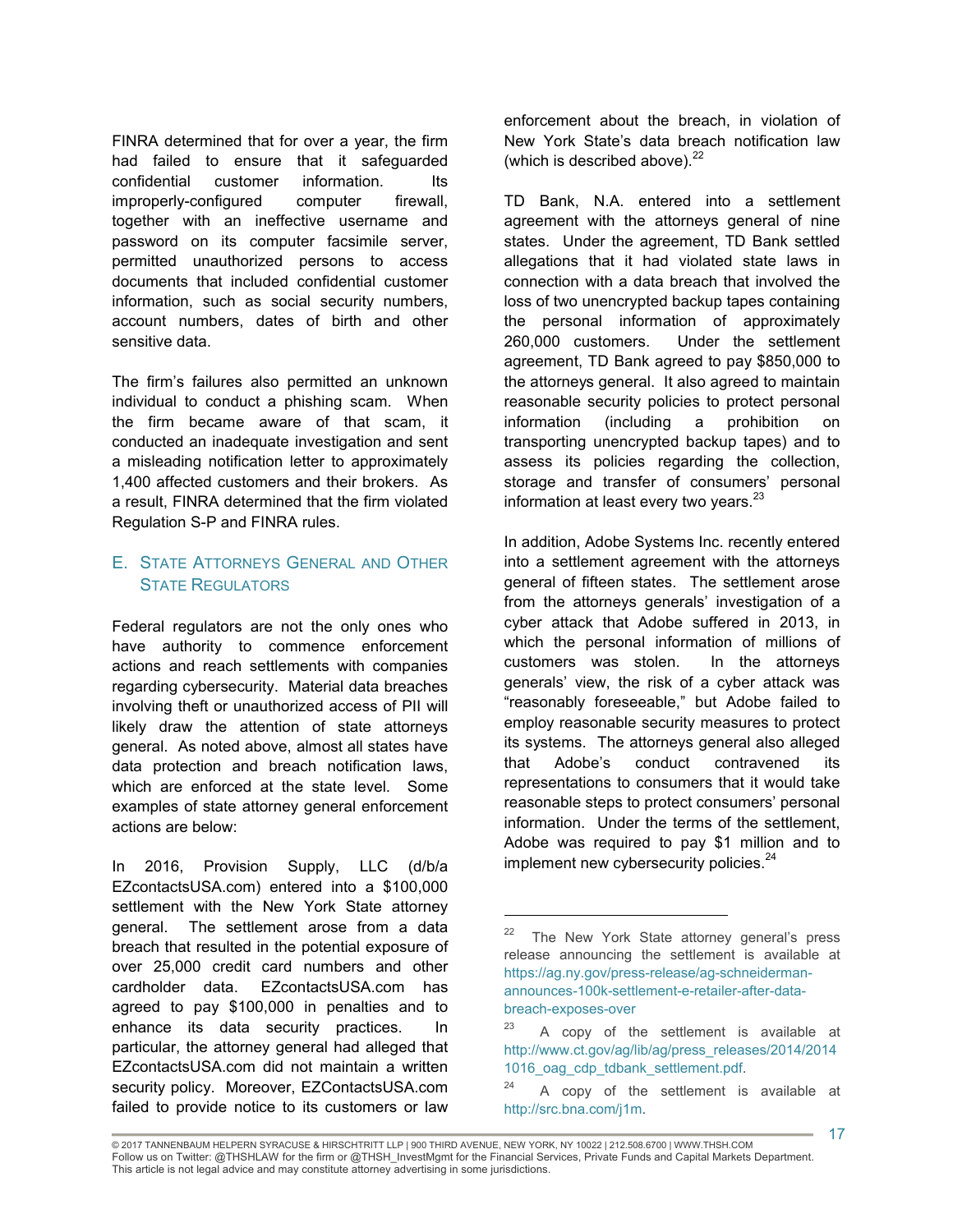FINRA determined that for over a year, the firm had failed to ensure that it safeguarded confidential customer information. Its improperly-configured computer firewall, together with an ineffective username and password on its computer facsimile server, permitted unauthorized persons to access documents that included confidential customer information, such as social security numbers, account numbers, dates of birth and other sensitive data.

The firm's failures also permitted an unknown individual to conduct a phishing scam. When the firm became aware of that scam, it conducted an inadequate investigation and sent a misleading notification letter to approximately 1,400 affected customers and their brokers. As a result, FINRA determined that the firm violated Regulation S-P and FINRA rules.

## E. State Attorneys General and Other State Regulators

Federal regulators are not the only ones who have authority to commence enforcement actions and reach settlements with companies regarding cybersecurity. Material data breaches involving theft or unauthorized access of PII will likely draw the attention of state attorneys general. As noted above, almost all states have data protection and breach notification laws, which are enforced at the state level. Some examples of state attorney general enforcement actions are below:

In 2016, Provision Supply, LLC (d/b/a EZcontactsUSA.com) entered into a $100,000 settlement with the New York State attorney general. The settlement arose from a data breach that resulted in the potential exposure of over 25,000 credit card numbers and other cardholder data. EZcontactsUSA.com has agreed to pay $100,000 in penalties and to enhance its data security practices. In particular, the attorney general had alleged that EZcontactsUSA.com did not maintain a written security policy. Moreover, EZContactsUSA.com failed to provide notice to its customers or law enforcement about the breach, in violation of New York State's data breach notification law (which is described above).[22]

TD Bank, N.A. entered into a settlement agreement with the attorneys general of nine states. Under the agreement, TD Bank settled allegations that it had violated state laws in connection with a data breach that involved the loss of two unencrypted backup tapes containing the personal information of approximately 260,000 customers. Under the settlement agreement, TD Bank agreed to pay $850,000 to the attorneys general. It also agreed to maintain reasonable security policies to protect personal information (including a prohibition on transporting unencrypted backup tapes) and to assess its policies regarding the collection, storage and transfer of consumers' personal information at least every two years.[23]

In addition, Adobe Systems Inc. recently entered into a settlement agreement with the attorneys general of fifteen states. The settlement arose from the attorneys generals' investigation of a cyber attack that Adobe suffered in 2013, in which the personal information of millions of customers was stolen. In the attorneys generals' view, the risk of a cyber attack was "reasonably foreseeable," but Adobe failed to employ reasonable security measures to protect its systems. The attorneys general also alleged that Adobe's conduct contravened its representations to consumers that it would take reasonable steps to protect consumers' personal information. Under the terms of the settlement, Adobe was required to pay $1 million and to implement new cybersecurity policies.[24]

---

[22] The New York State attorney general's press release announcing the settlement is available at https://ag.ny.gov/press-release/ag-schneiderman-announces-100k-settlement-e-retailer-after-data-breach-exposes-over

[23] A copy of the settlement is available at http://www.ct.gov/ag/lib/ag/press_releases/2014/20141016_oag_cdp_tdbank_settlement.pdf.

[24] A copy of the settlement is available at http://src.bna.com/j1m.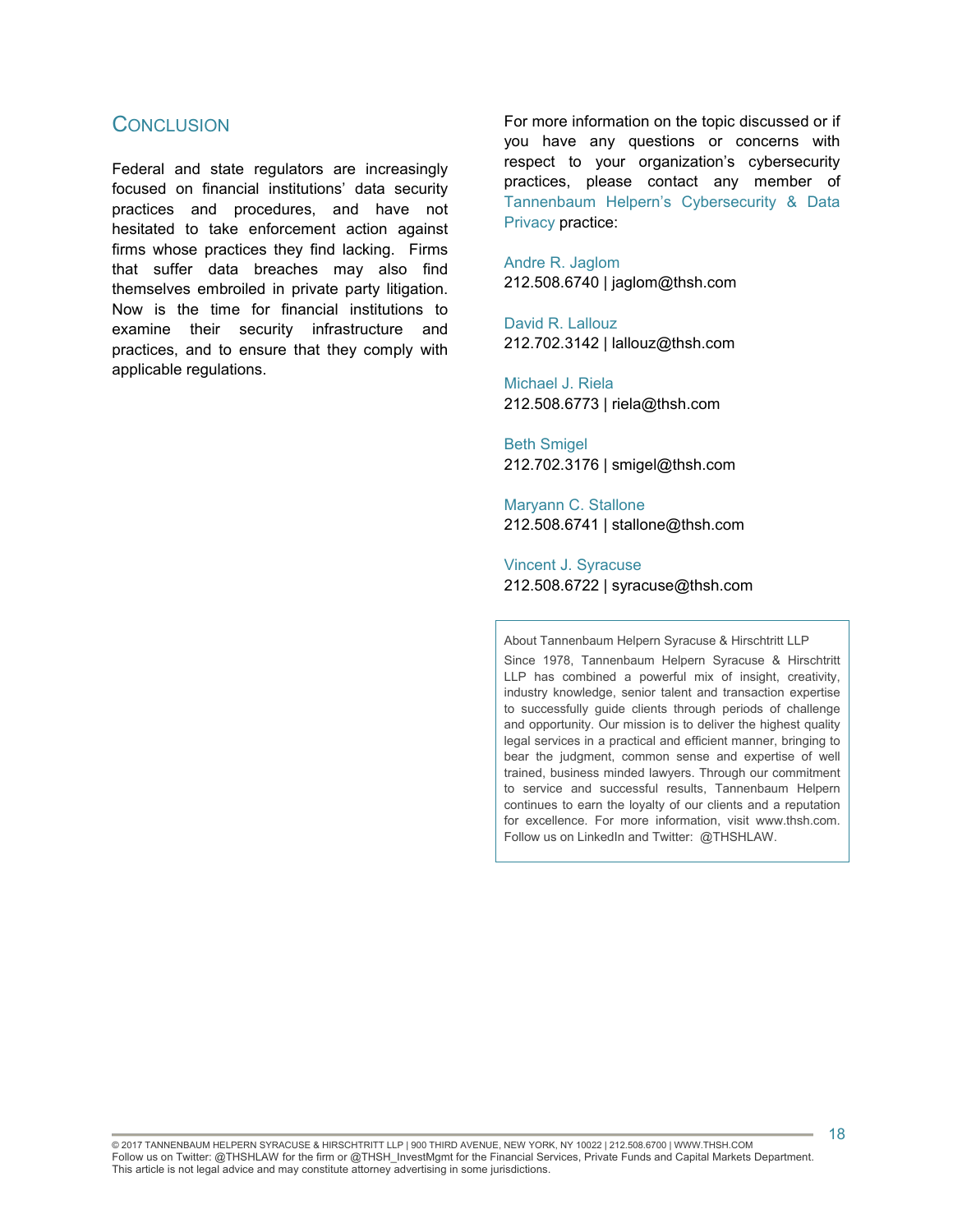## Conclusion

Federal and state regulators are increasingly focused on financial institutions' data security practices and procedures, and have not hesitated to take enforcement action against firms whose practices they find lacking. Firms that suffer data breaches may also find themselves embroiled in private party litigation. Now is the time for financial institutions to examine their security infrastructure and practices, and to ensure that they comply with applicable regulations.

For more information on the topic discussed or if you have any questions or concerns with respect to your organization's cybersecurity practices, please contact any member of Tannenbaum Helpern's Cybersecurity & Data Privacy practice:

Andre R. Jaglom
212.508.6740 | jaglom@thsh.com

David R. Lallouz
212.702.3142 | lallouz@thsh.com

Michael J. Riela
212.508.6773 | riela@thsh.com

Beth Smigel
212.702.3176 | smigel@thsh.com

Maryann C. Stallone
212.508.6741 | stallone@thsh.com

Vincent J. Syracuse
212.508.6722 | syracuse@thsh.com

About Tannenbaum Helpern Syracuse & Hirschtritt LLP

Since 1978, Tannenbaum Helpern Syracuse & Hirschtritt LLP has combined a powerful mix of insight, creativity, industry knowledge, senior talent and transaction expertise to successfully guide clients through periods of challenge and opportunity. Our mission is to deliver the highest quality legal services in a practical and efficient manner, bringing to bear the judgment, common sense and expertise of well trained, business minded lawyers. Through our commitment to service and successful results, Tannenbaum Helpern continues to earn the loyalty of our clients and a reputation for excellence. For more information, visit www.thsh.com. Follow us on LinkedIn and Twitter: @THSHLAW.

© 2017 TANNENBAUM HELPERN SYRACUSE & HIRSCHTRITT LLP | 900 THIRD AVENUE, NEW YORK, NY 10022 | 212.508.6700 | WWW.THSH.COM
Follow us on Twitter: @THSHLAW for the firm or @THSH_InvestMgmt for the Financial Services, Private Funds and Capital Markets Department.
This article is not legal advice and may constitute attorney advertising in some jurisdictions.